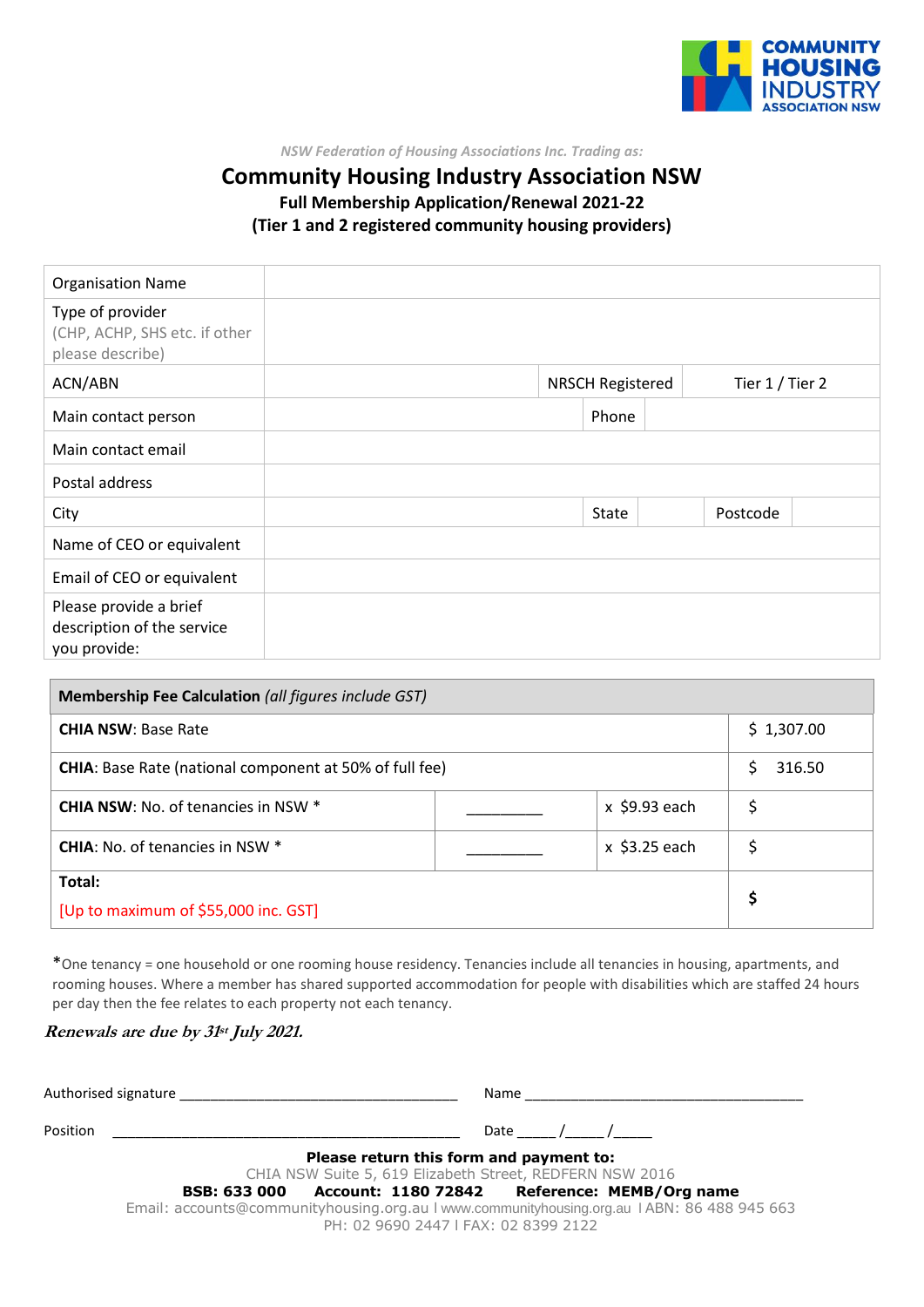*NSW Federation of Housing Associations Inc. Trading as:*

# Community Housing Industry Association NSW

### Full Membership Application/Renewal 2021-22

### (Tier 1 and 2 registered community housing providers)

| Organisation Name | | | | | |
|---|---|---|---|---|---|
| Type of provider (CHP, ACHP, SHS etc. if other please describe) | | | | | |
| ACN/ABN | | NRSCH Registered | | Tier 1 / Tier 2 | |
| Main contact person | | Phone | | | |
| Main contact email | | | | | |
| Postal address | | | | | |
| City | | State | | Postcode | |
| Name of CEO or equivalent | | | | | |
| Email of CEO or equivalent | | | | | |
| Please provide a brief description of the service you provide: | | | | | |

| **Membership Fee Calculation** *(all figures include GST)* | | | |
|---|---|---|---|
| **CHIA NSW**: Base Rate | | | $ 1,307.00 |
| **CHIA**: Base Rate (national component at 50% of full fee) | | | $ 316.50 |
| **CHIA NSW**: No. of tenancies in NSW * | _________ | x $9.93 each | $ |
| **CHIA**: No. of tenancies in NSW * | _________ | x $3.25 each | $ |
| **Total:** [Up to maximum of $55,000 inc. GST] | | | **$** |

*One tenancy = one household or one rooming house residency. Tenancies include all tenancies in housing, apartments, and rooming houses. Where a member has shared supported accommodation for people with disabilities which are staffed 24 hours per day then the fee relates to each property not each tenancy.

***Renewals are due by 31st July 2021.***

Authorised signature ___________________________________ Name ____________________________________

Position ____________________________________________ Date _____ /_____ /_____

**Please return this form and payment to:**

CHIA NSW Suite 5, 619 Elizabeth Street, REDFERN NSW 2016

**BSB: 633 000 Account: 1180 72842 Reference: MEMB/Org name**

Email: accounts@communityhousing.org.au l www.communityhousing.org.au l ABN: 86 488 945 663

PH: 02 9690 2447 l FAX: 02 8399 2122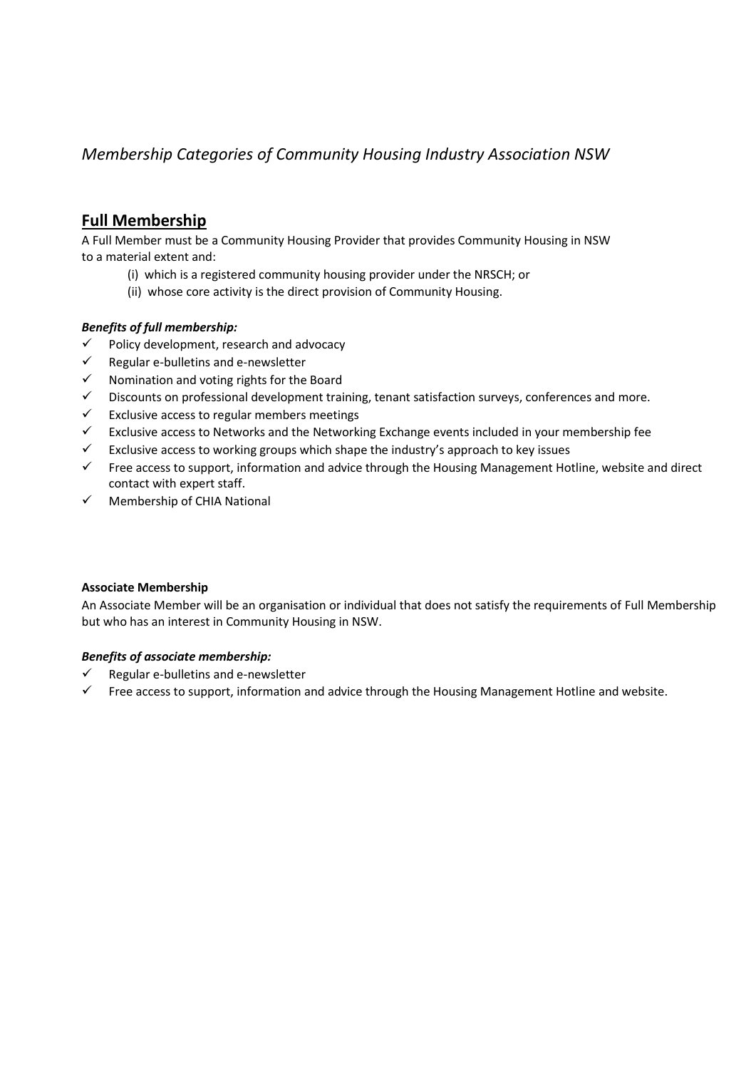*Membership Categories of Community Housing Industry Association NSW*

## Full Membership

A Full Member must be a Community Housing Provider that provides Community Housing in NSW to a material extent and:

(i) which is a registered community housing provider under the NRSCH; or
(ii) whose core activity is the direct provision of Community Housing.

***Benefits of full membership:***

- ✓ Policy development, research and advocacy
- ✓ Regular e-bulletins and e-newsletter
- ✓ Nomination and voting rights for the Board
- ✓ Discounts on professional development training, tenant satisfaction surveys, conferences and more.
- ✓ Exclusive access to regular members meetings
- ✓ Exclusive access to Networks and the Networking Exchange events included in your membership fee
- ✓ Exclusive access to working groups which shape the industry's approach to key issues
- ✓ Free access to support, information and advice through the Housing Management Hotline, website and direct contact with expert staff.
- ✓ Membership of CHIA National

**Associate Membership**

An Associate Member will be an organisation or individual that does not satisfy the requirements of Full Membership but who has an interest in Community Housing in NSW.

***Benefits of associate membership:***

- ✓ Regular e-bulletins and e-newsletter
- ✓ Free access to support, information and advice through the Housing Management Hotline and website.